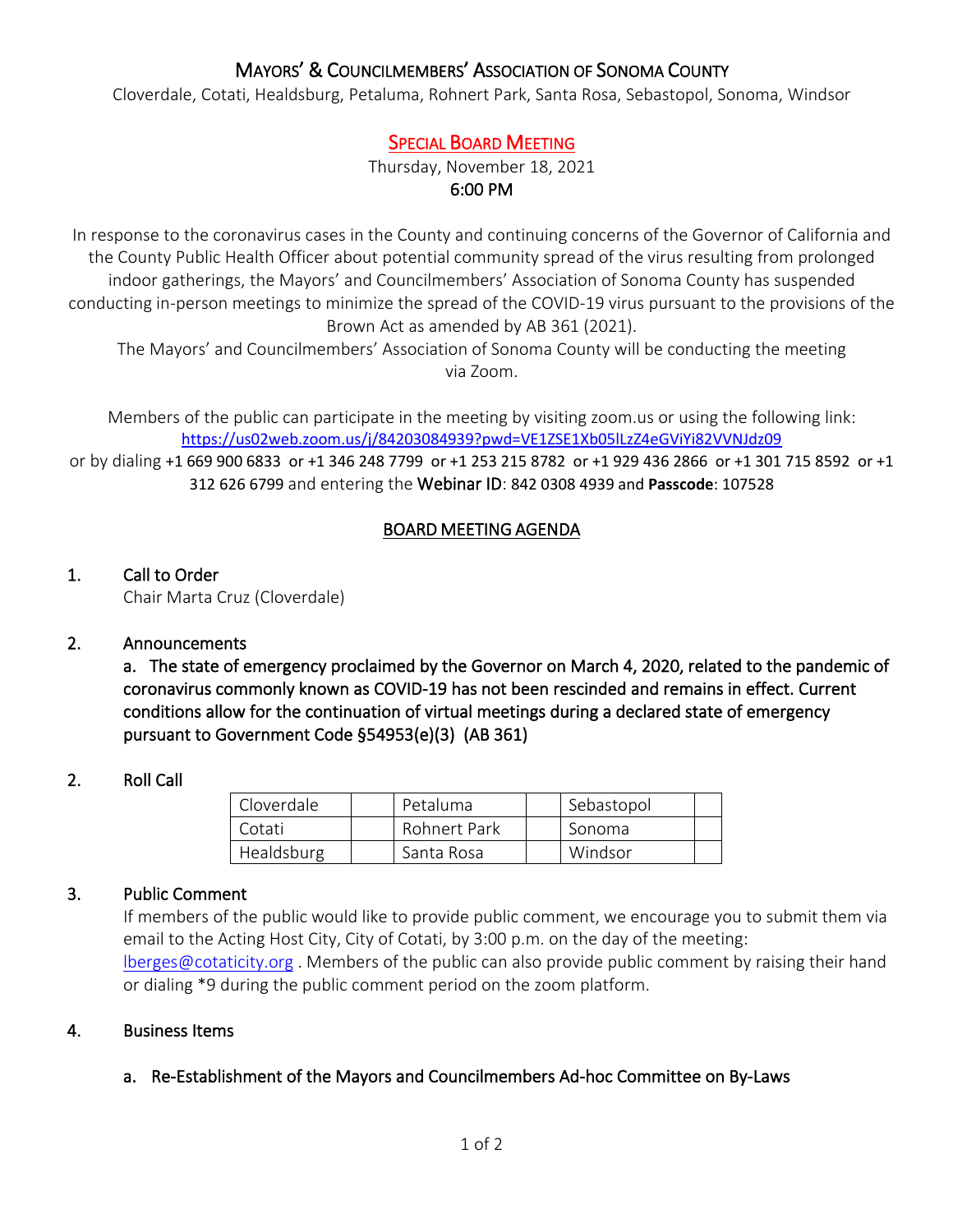# Mayors' & Councilmembers' Association of Sonoma County

Cloverdale, Cotati, Healdsburg, Petaluma, Rohnert Park, Santa Rosa, Sebastopol, Sonoma, Windsor

## SPECIAL BOARD MEETING

Thursday, November 18, 2021
6:00 PM

In response to the coronavirus cases in the County and continuing concerns of the Governor of California and the County Public Health Officer about potential community spread of the virus resulting from prolonged indoor gatherings, the Mayors' and Councilmembers' Association of Sonoma County has suspended conducting in-person meetings to minimize the spread of the COVID-19 virus pursuant to the provisions of the Brown Act as amended by AB 361 (2021).

The Mayors' and Councilmembers' Association of Sonoma County will be conducting the meeting via Zoom.

Members of the public can participate in the meeting by visiting zoom.us or using the following link: https://us02web.zoom.us/j/84203084939?pwd=VE1ZSE1Xb05lLzZ4eGViYi82VVNJdz09 or by dialing +1 669 900 6833 or +1 346 248 7799 or +1 253 215 8782 or +1 929 436 2866 or +1 301 715 8592 or +1 312 626 6799 and entering the Webinar ID: 842 0308 4939 and **Passcode**: 107528

## BOARD MEETING AGENDA

1. **Call to Order**
   Chair Marta Cruz (Cloverdale)

2. **Announcements**

   a. **The state of emergency proclaimed by the Governor on March 4, 2020, related to the pandemic of coronavirus commonly known as COVID-19 has not been rescinded and remains in effect. Current conditions allow for the continuation of virtual meetings during a declared state of emergency pursuant to Government Code §54953(e)(3) (AB 361)**

2. **Roll Call**

| Cloverdale | | Petaluma | | Sebastopol | |
|---|---|---|---|---|---|
| Cotati | | Rohnert Park | | Sonoma | |
| Healdsburg | | Santa Rosa | | Windsor | |

3. **Public Comment**
   If members of the public would like to provide public comment, we encourage you to submit them via email to the Acting Host City, City of Cotati, by 3:00 p.m. on the day of the meeting: lberges@cotaticity.org . Members of the public can also provide public comment by raising their hand or dialing *9 during the public comment period on the zoom platform.

4. **Business Items**

   a. **Re-Establishment of the Mayors and Councilmembers Ad-hoc Committee on By-Laws**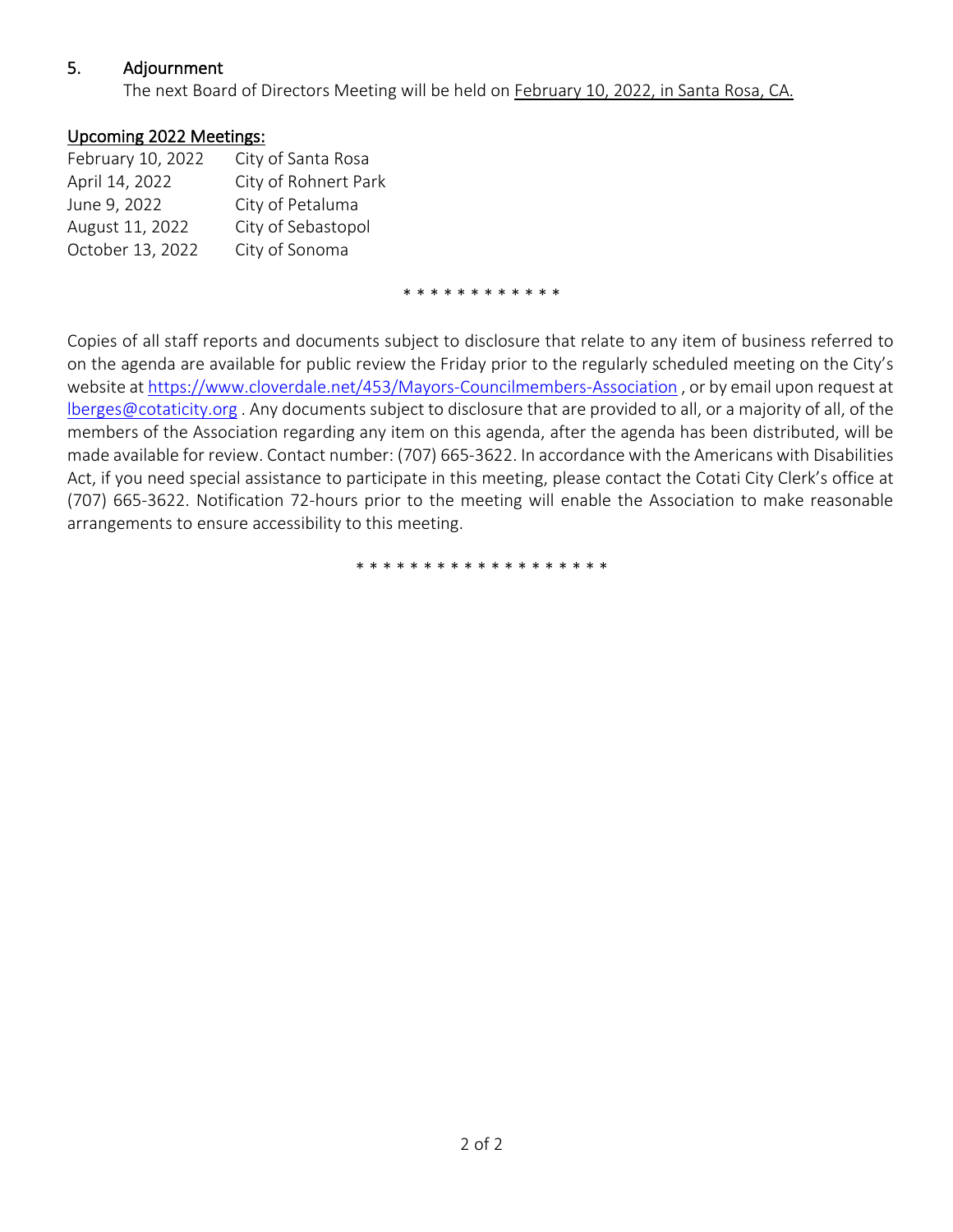## 5. Adjournment

The next Board of Directors Meeting will be held on February 10, 2022, in Santa Rosa, CA.

### Upcoming 2022 Meetings:

| | |
|---|---|
| February 10, 2022 | City of Santa Rosa |
| April 14, 2022 | City of Rohnert Park |
| June 9, 2022 | City of Petaluma |
| August 11, 2022 | City of Sebastopol |
| October 13, 2022 | City of Sonoma |

\* \* \* \* \* \* \* \* \* \* \* \*

Copies of all staff reports and documents subject to disclosure that relate to any item of business referred to on the agenda are available for public review the Friday prior to the regularly scheduled meeting on the City's website at https://www.cloverdale.net/453/Mayors-Councilmembers-Association , or by email upon request at lberges@cotaticity.org . Any documents subject to disclosure that are provided to all, or a majority of all, of the members of the Association regarding any item on this agenda, after the agenda has been distributed, will be made available for review. Contact number: (707) 665-3622. In accordance with the Americans with Disabilities Act, if you need special assistance to participate in this meeting, please contact the Cotati City Clerk's office at (707) 665-3622. Notification 72-hours prior to the meeting will enable the Association to make reasonable arrangements to ensure accessibility to this meeting.

\* \* \* \* \* \* \* \* \* \* \* \* \* \* \* \* \* \* \*